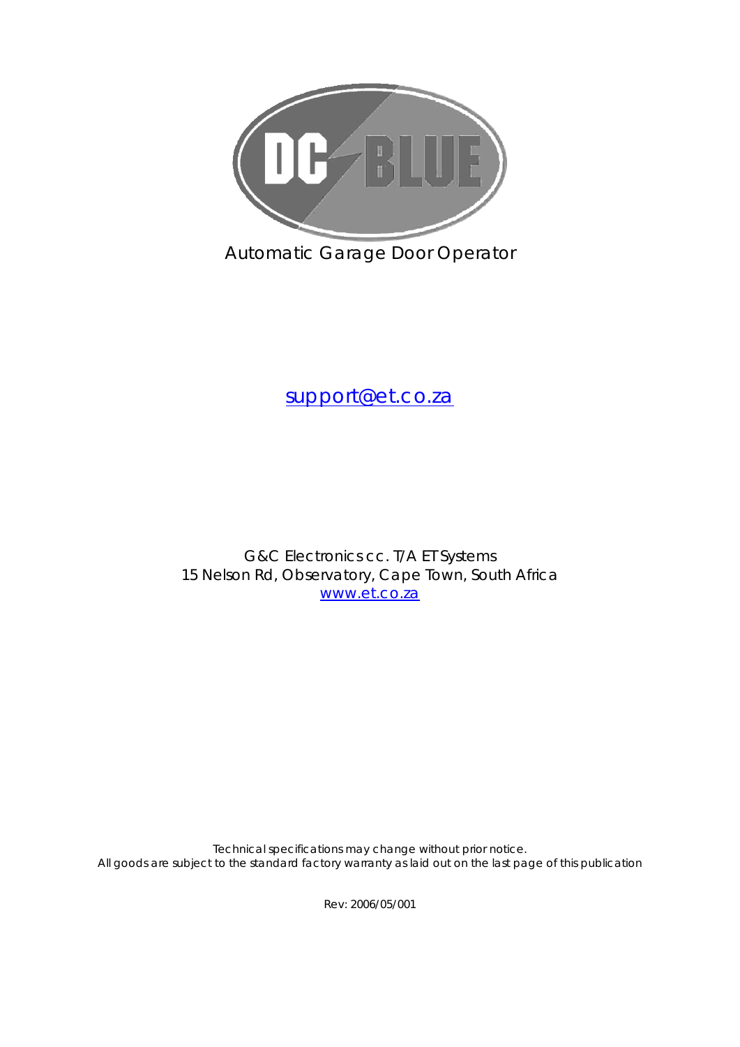DC BLUE

Automatic Garage Door Operator

support@et.co.za

G&C Electronics cc. T/A ET Systems
15 Nelson Rd, Observatory, Cape Town, South Africa
www.et.co.za

Technical specifications may change without prior notice.
All goods are subject to the standard factory warranty as laid out on the last page of this publication

Rev: 2006/05/001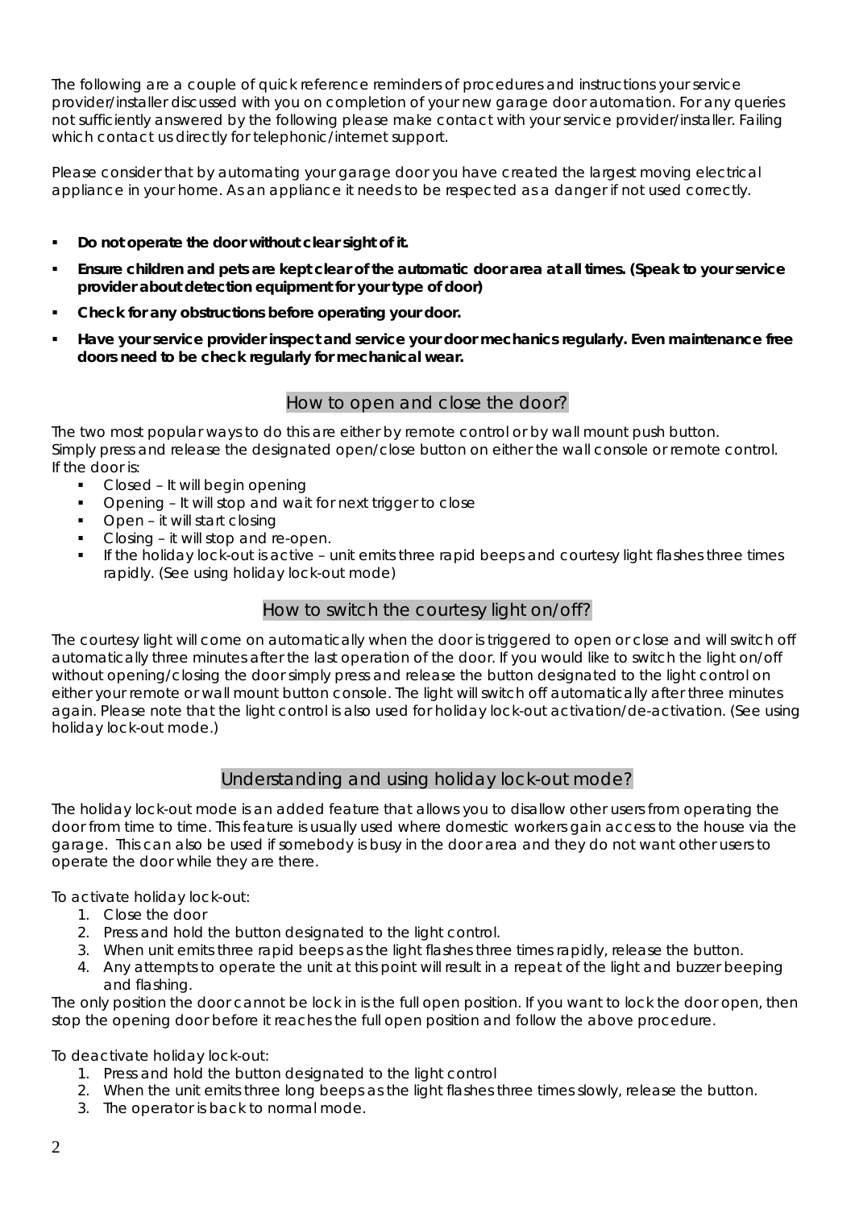The following are a couple of quick reference reminders of procedures and instructions your service provider/installer discussed with you on completion of your new garage door automation. For any queries not sufficiently answered by the following please make contact with your service provider/installer. Failing which contact us directly for telephonic/internet support.

Please consider that by automating your garage door you have created the largest moving electrical appliance in your home. As an appliance it needs to be respected as a danger if not used correctly.

- **Do not operate the door without clear sight of it.**
- **Ensure children and pets are kept clear of the automatic door area at all times. (Speak to your service provider about detection equipment for your type of door)**
- **Check for any obstructions before operating your door.**
- **Have your service provider inspect and service your door mechanics regularly. Even maintenance free doors need to be check regularly for mechanical wear.**

## How to open and close the door?

The two most popular ways to do this are either by remote control or by wall mount push button. Simply press and release the designated open/close button on either the wall console or remote control. If the door is:

- Closed – It will begin opening
- Opening – It will stop and wait for next trigger to close
- Open – it will start closing
- Closing – it will stop and re-open.
- If the holiday lock-out is active – unit emits three rapid beeps and courtesy light flashes three times rapidly. (See using holiday lock-out mode)

## How to switch the courtesy light on/off?

The courtesy light will come on automatically when the door is triggered to open or close and will switch off automatically three minutes after the last operation of the door. If you would like to switch the light on/off without opening/closing the door simply press and release the button designated to the light control on either your remote or wall mount button console. The light will switch off automatically after three minutes again. Please note that the light control is also used for holiday lock-out activation/de-activation. (See using holiday lock-out mode.)

## Understanding and using holiday lock-out mode?

The holiday lock-out mode is an added feature that allows you to disallow other users from operating the door from time to time. This feature is usually used where domestic workers gain access to the house via the garage. This can also be used if somebody is busy in the door area and they do not want other users to operate the door while they are there.

To activate holiday lock-out:

1. Close the door
2. Press and hold the button designated to the light control.
3. When unit emits three rapid beeps as the light flashes three times rapidly, release the button.
4. Any attempts to operate the unit at this point will result in a repeat of the light and buzzer beeping and flashing.

The only position the door cannot be lock in is the full open position. If you want to lock the door open, then stop the opening door before it reaches the full open position and follow the above procedure.

To deactivate holiday lock-out:

1. Press and hold the button designated to the light control
2. When the unit emits three long beeps as the light flashes three times slowly, release the button.
3. The operator is back to normal mode.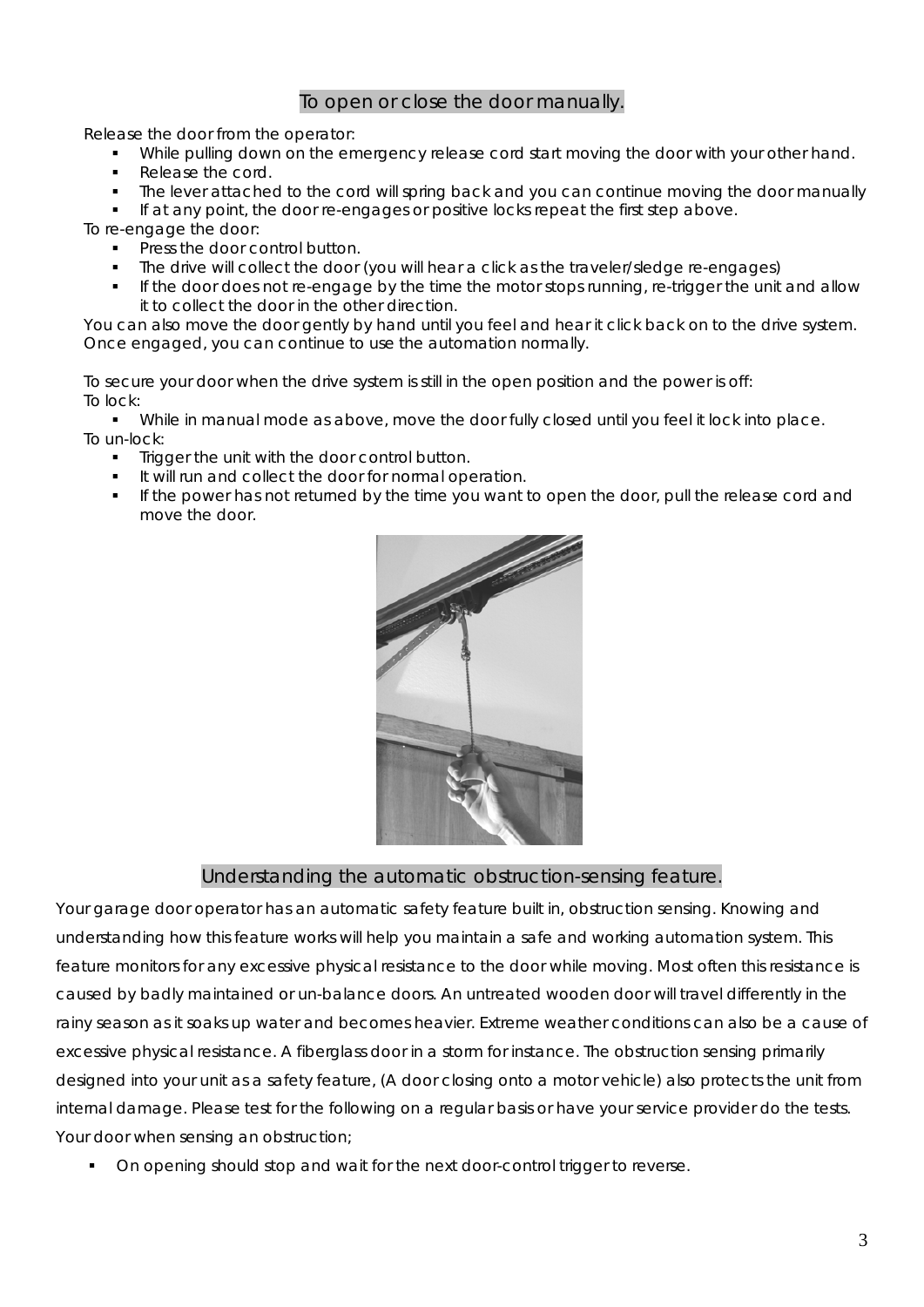## To open or close the door manually.

Release the door from the operator:

- While pulling down on the emergency release cord start moving the door with your other hand.
- Release the cord.
- The lever attached to the cord will spring back and you can continue moving the door manually
- If at any point, the door re-engages or positive locks repeat the first step above.

To re-engage the door:

- Press the door control button.
- The drive will collect the door (you will hear a click as the traveler/sledge re-engages)
- If the door does not re-engage by the time the motor stops running, re-trigger the unit and allow it to collect the door in the other direction.

You can also move the door gently by hand until you feel and hear it click back on to the drive system. Once engaged, you can continue to use the automation normally.

To secure your door when the drive system is still in the open position and the power is off:
To lock:

- While in manual mode as above, move the door fully closed until you feel it lock into place.

To un-lock:

- Trigger the unit with the door control button.
- It will run and collect the door for normal operation.
- If the power has not returned by the time you want to open the door, pull the release cord and move the door.

## Understanding the automatic obstruction-sensing feature.

Your garage door operator has an automatic safety feature built in, obstruction sensing. Knowing and understanding how this feature works will help you maintain a safe and working automation system. This feature monitors for any excessive physical resistance to the door while moving. Most often this resistance is caused by badly maintained or un-balance doors. An untreated wooden door will travel differently in the rainy season as it soaks up water and becomes heavier. Extreme weather conditions can also be a cause of excessive physical resistance. A fiberglass door in a storm for instance. The obstruction sensing primarily designed into your unit as a safety feature, (A door closing onto a motor vehicle) also protects the unit from internal damage. Please test for the following on a regular basis or have your service provider do the tests. Your door when sensing an obstruction;

- On opening should stop and wait for the next door-control trigger to reverse.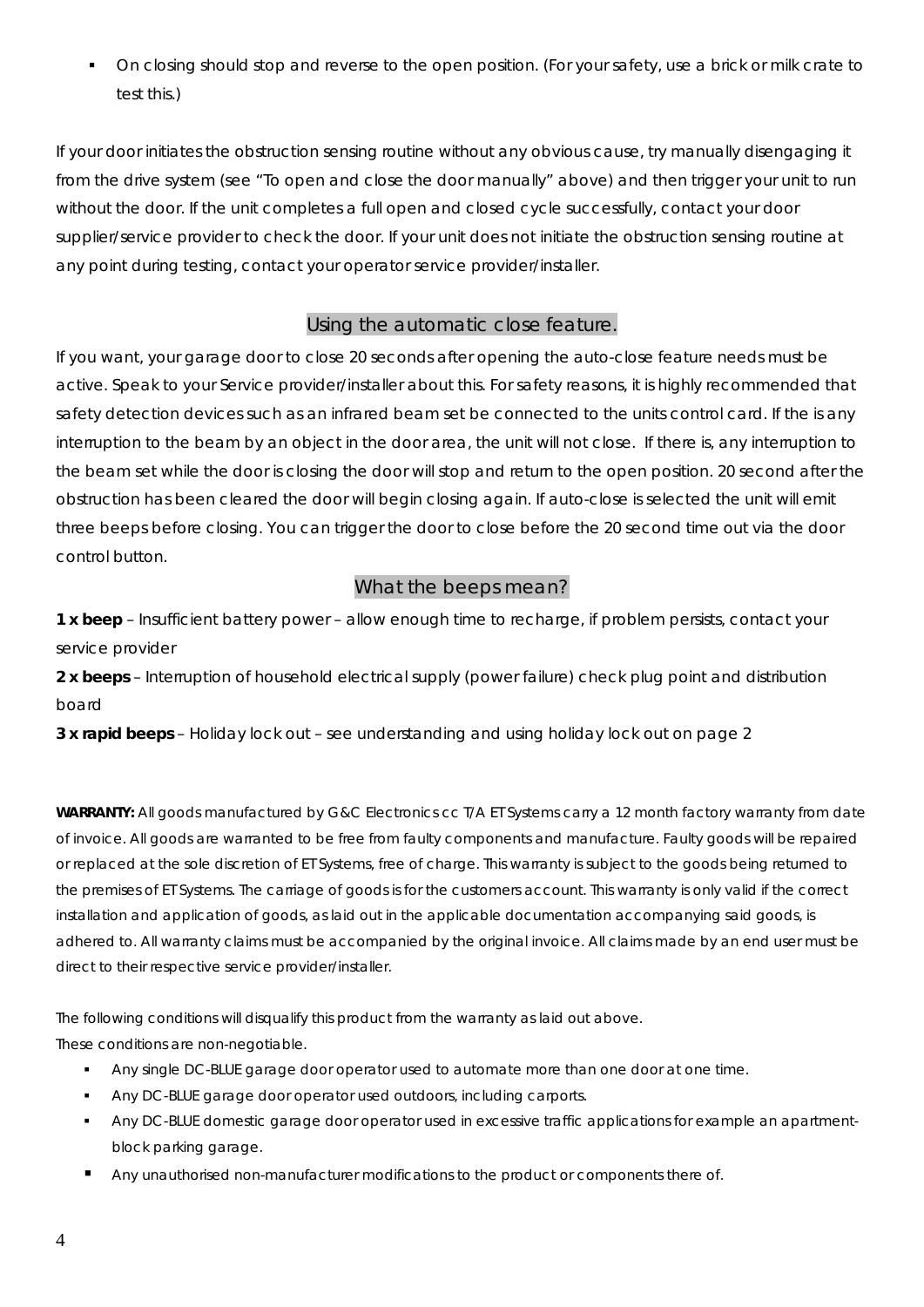- On closing should stop and reverse to the open position. (For your safety, use a brick or milk crate to test this.)

If your door initiates the obstruction sensing routine without any obvious cause, try manually disengaging it from the drive system (see "To open and close the door manually" above) and then trigger your unit to run without the door. If the unit completes a full open and closed cycle successfully, contact your door supplier/service provider to check the door. If your unit does not initiate the obstruction sensing routine at any point during testing, contact your operator service provider/installer.

## Using the automatic close feature.

If you want, your garage door to close 20 seconds after opening the auto-close feature needs must be active. Speak to your Service provider/installer about this. For safety reasons, it is highly recommended that safety detection devices such as an infrared beam set be connected to the units control card. If the is any interruption to the beam by an object in the door area, the unit will not close. If there is, any interruption to the beam set while the door is closing the door will stop and return to the open position. 20 second after the obstruction has been cleared the door will begin closing again. If auto-close is selected the unit will emit three beeps before closing. You can trigger the door to close before the 20 second time out via the door control button.

## What the beeps mean?

**1 x beep** – Insufficient battery power – allow enough time to recharge, if problem persists, contact your service provider

**2 x beeps** – Interruption of household electrical supply (power failure) check plug point and distribution board

**3 x rapid beeps** – Holiday lock out – see understanding and using holiday lock out on page 2

**WARRANTY:** All goods manufactured by G&C Electronics cc T/A ET Systems carry a 12 month factory warranty from date of invoice. All goods are warranted to be free from faulty components and manufacture. Faulty goods will be repaired or replaced at the sole discretion of ET Systems, free of charge. This warranty is subject to the goods being returned to the premises of ET Systems. The carriage of goods is for the customers account. This warranty is only valid if the correct installation and application of goods, as laid out in the applicable documentation accompanying said goods, is adhered to. All warranty claims must be accompanied by the original invoice. All claims made by an end user must be direct to their respective service provider/installer.

The following conditions will disqualify this product from the warranty as laid out above.
These conditions are non-negotiable.

- Any single DC-BLUE garage door operator used to automate more than one door at one time.
- Any DC-BLUE garage door operator used outdoors, including carports.
- Any DC-BLUE domestic garage door operator used in excessive traffic applications for example an apartment-block parking garage.
- Any unauthorised non-manufacturer modifications to the product or components there of.